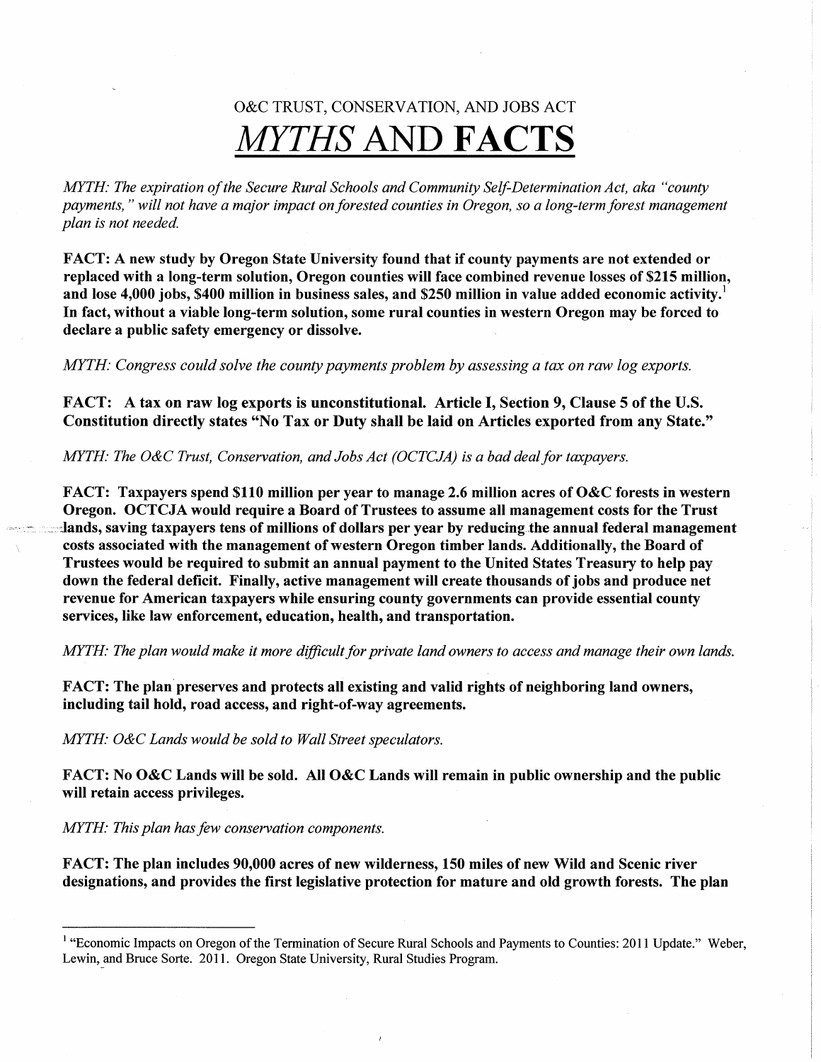# O&C TRUST, CONSERVATION, AND JOBS ACT

# *MYTHS* AND **FACTS**

*MYTH: The expiration of the Secure Rural Schools and Community Self-Determination Act, aka "county payments," will not have a major impact on forested counties in Oregon, so a long-term forest management plan is not needed.*

**FACT: A new study by Oregon State University found that if county payments are not extended or replaced with a long-term solution, Oregon counties will face combined revenue losses of $215 million, and lose 4,000 jobs, $400 million in business sales, and $250 million in value added economic activity.[1] In fact, without a viable long-term solution, some rural counties in western Oregon may be forced to declare a public safety emergency or dissolve.**

*MYTH: Congress could solve the county payments problem by assessing a tax on raw log exports.*

**FACT: A tax on raw log exports is unconstitutional. Article I, Section 9, Clause 5 of the U.S. Constitution directly states "No Tax or Duty shall be laid on Articles exported from any State."**

*MYTH: The O&C Trust, Conservation, and Jobs Act (OCTCJA) is a bad deal for taxpayers.*

**FACT: Taxpayers spend $110 million per year to manage 2.6 million acres of O&C forests in western Oregon. OCTCJA would require a Board of Trustees to assume all management costs for the Trust lands, saving taxpayers tens of millions of dollars per year by reducing the annual federal management costs associated with the management of western Oregon timber lands. Additionally, the Board of Trustees would be required to submit an annual payment to the United States Treasury to help pay down the federal deficit. Finally, active management will create thousands of jobs and produce net revenue for American taxpayers while ensuring county governments can provide essential county services, like law enforcement, education, health, and transportation.**

*MYTH: The plan would make it more difficult for private land owners to access and manage their own lands.*

**FACT: The plan preserves and protects all existing and valid rights of neighboring land owners, including tail hold, road access, and right-of-way agreements.**

*MYTH: O&C Lands would be sold to Wall Street speculators.*

**FACT: No O&C Lands will be sold. All O&C Lands will remain in public ownership and the public will retain access privileges.**

*MYTH: This plan has few conservation components.*

**FACT: The plan includes 90,000 acres of new wilderness, 150 miles of new Wild and Scenic river designations, and provides the first legislative protection for mature and old growth forests. The plan**

---

[1] "Economic Impacts on Oregon of the Termination of Secure Rural Schools and Payments to Counties: 2011 Update." Weber, Lewin, and Bruce Sorte. 2011. Oregon State University, Rural Studies Program.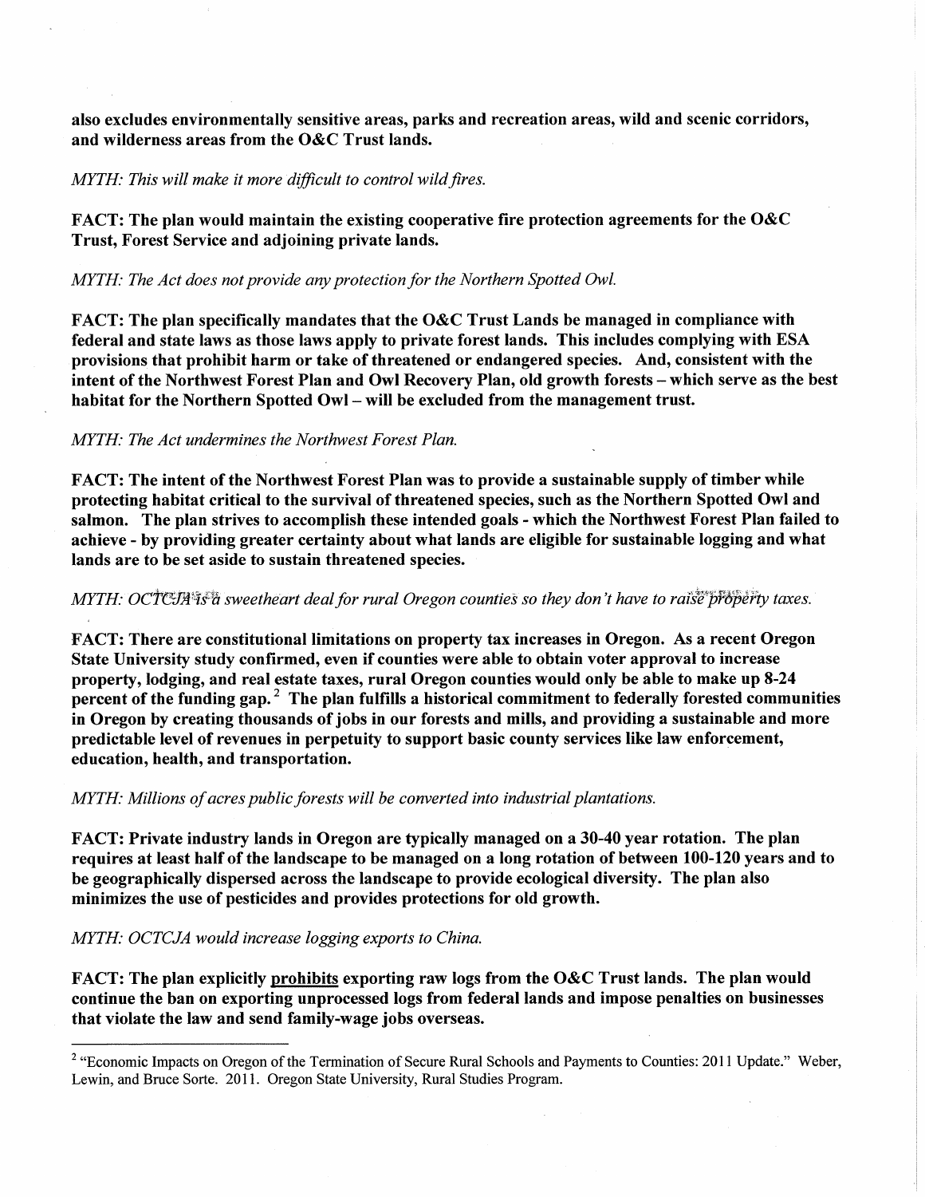**also excludes environmentally sensitive areas, parks and recreation areas, wild and scenic corridors, and wilderness areas from the O&C Trust lands.**

*MYTH: This will make it more difficult to control wild fires.*

**FACT: The plan would maintain the existing cooperative fire protection agreements for the O&C Trust, Forest Service and adjoining private lands.**

*MYTH: The Act does not provide any protection for the Northern Spotted Owl.*

**FACT: The plan specifically mandates that the O&C Trust Lands be managed in compliance with federal and state laws as those laws apply to private forest lands. This includes complying with ESA provisions that prohibit harm or take of threatened or endangered species. And, consistent with the intent of the Northwest Forest Plan and Owl Recovery Plan, old growth forests – which serve as the best habitat for the Northern Spotted Owl – will be excluded from the management trust.**

*MYTH: The Act undermines the Northwest Forest Plan.*

**FACT: The intent of the Northwest Forest Plan was to provide a sustainable supply of timber while protecting habitat critical to the survival of threatened species, such as the Northern Spotted Owl and salmon. The plan strives to accomplish these intended goals - which the Northwest Forest Plan failed to achieve - by providing greater certainty about what lands are eligible for sustainable logging and what lands are to be set aside to sustain threatened species.**

*MYTH: OCTCJA is a sweetheart deal for rural Oregon counties so they don't have to raise property taxes.*

**FACT: There are constitutional limitations on property tax increases in Oregon. As a recent Oregon State University study confirmed, even if counties were able to obtain voter approval to increase property, lodging, and real estate taxes, rural Oregon counties would only be able to make up 8-24 percent of the funding gap.[2] The plan fulfills a historical commitment to federally forested communities in Oregon by creating thousands of jobs in our forests and mills, and providing a sustainable and more predictable level of revenues in perpetuity to support basic county services like law enforcement, education, health, and transportation.**

*MYTH: Millions of acres public forests will be converted into industrial plantations.*

**FACT: Private industry lands in Oregon are typically managed on a 30-40 year rotation. The plan requires at least half of the landscape to be managed on a long rotation of between 100-120 years and to be geographically dispersed across the landscape to provide ecological diversity. The plan also minimizes the use of pesticides and provides protections for old growth.**

*MYTH: OCTCJA would increase logging exports to China.*

**FACT: The plan explicitly <u>prohibits</u> exporting raw logs from the O&C Trust lands. The plan would continue the ban on exporting unprocessed logs from federal lands and impose penalties on businesses that violate the law and send family-wage jobs overseas.**

---

[2] "Economic Impacts on Oregon of the Termination of Secure Rural Schools and Payments to Counties: 2011 Update." Weber, Lewin, and Bruce Sorte. 2011. Oregon State University, Rural Studies Program.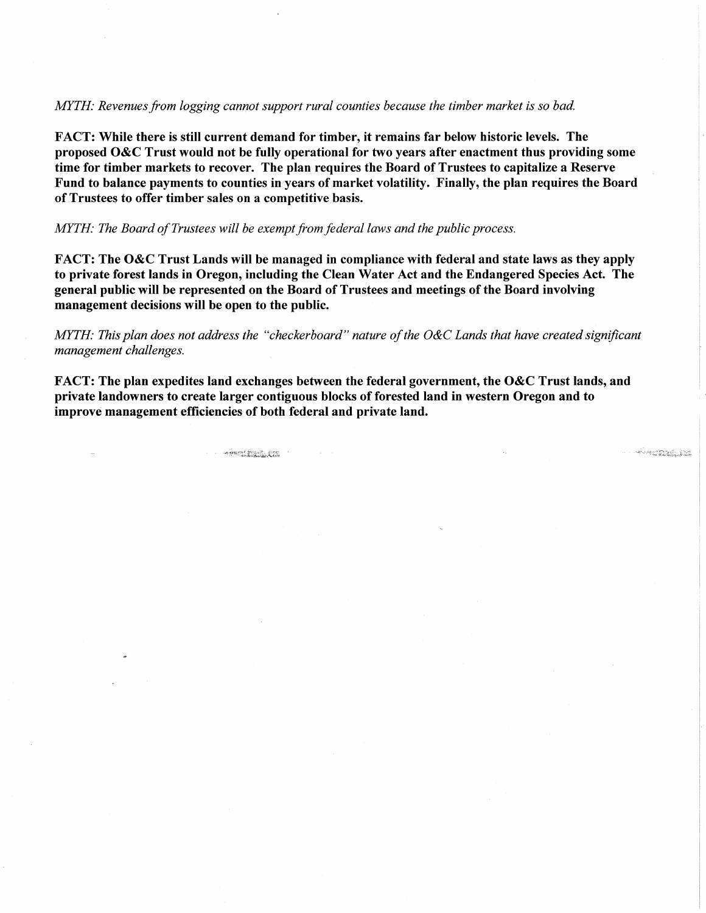*MYTH: Revenues from logging cannot support rural counties because the timber market is so bad.*

**FACT: While there is still current demand for timber, it remains far below historic levels. The proposed O&C Trust would not be fully operational for two years after enactment thus providing some time for timber markets to recover. The plan requires the Board of Trustees to capitalize a Reserve Fund to balance payments to counties in years of market volatility. Finally, the plan requires the Board of Trustees to offer timber sales on a competitive basis.**

*MYTH: The Board of Trustees will be exempt from federal laws and the public process.*

**FACT: The O&C Trust Lands will be managed in compliance with federal and state laws as they apply to private forest lands in Oregon, including the Clean Water Act and the Endangered Species Act. The general public will be represented on the Board of Trustees and meetings of the Board involving management decisions will be open to the public.**

*MYTH: This plan does not address the "checkerboard" nature of the O&C Lands that have created significant management challenges.*

**FACT: The plan expedites land exchanges between the federal government, the O&C Trust lands, and private landowners to create larger contiguous blocks of forested land in western Oregon and to improve management efficiencies of both federal and private land.**